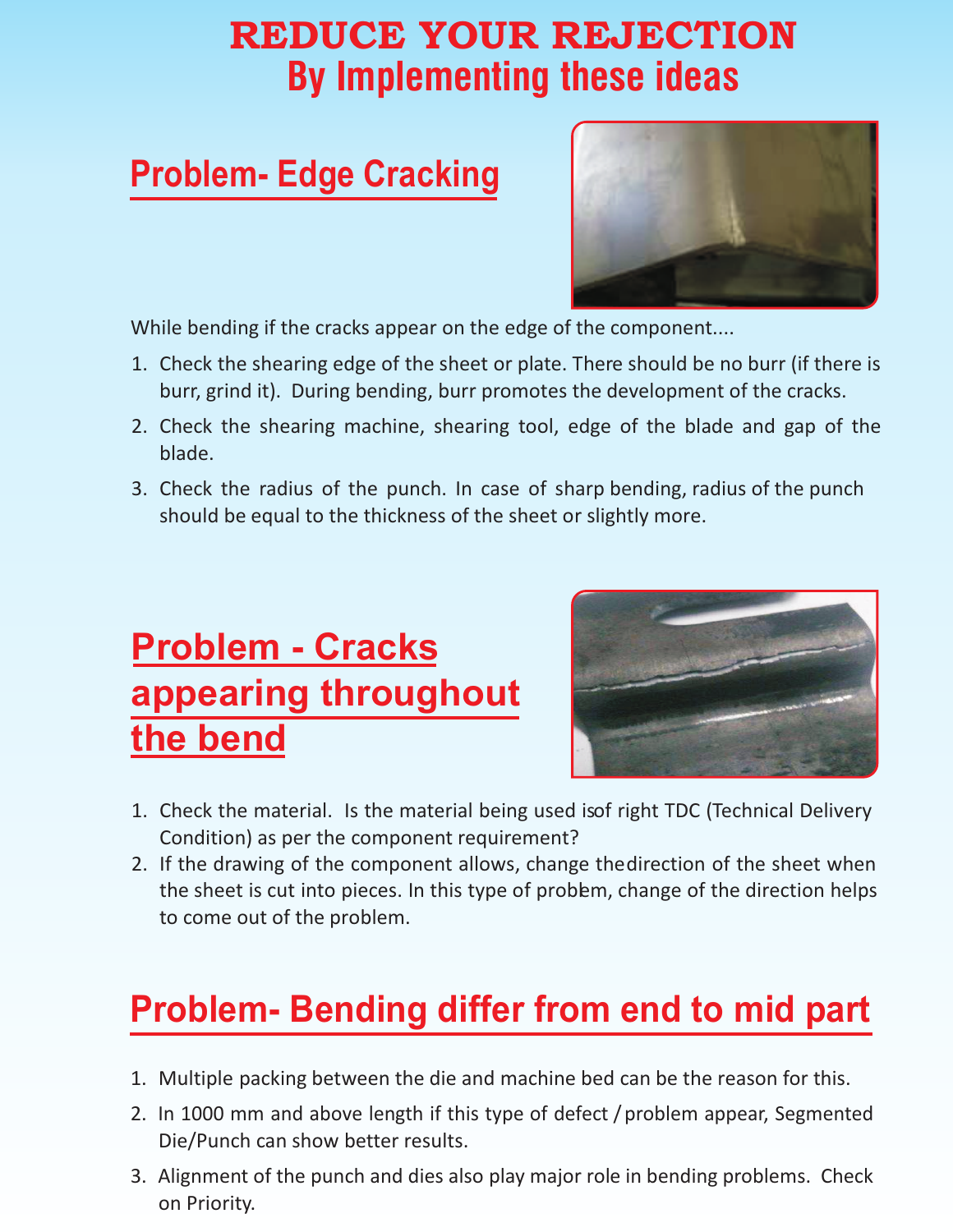# REDUCE YOUR REJECTION
## By Implementing these ideas

## Problem- Edge Cracking

While bending if the cracks appear on the edge of the component....

1. Check the shearing edge of the sheet or plate. There should be no burr (if there is burr, grind it). During bending, burr promotes the development of the cracks.
2. Check the shearing machine, shearing tool, edge of the blade and gap of the blade.
3. Check the radius of the punch. In case of sharp bending, radius of the punch should be equal to the thickness of the sheet or slightly more.

## Problem - Cracks appearing throughout the bend

1. Check the material. Is the material being used isof right TDC (Technical Delivery Condition) as per the component requirement?
2. If the drawing of the component allows, change thedirection of the sheet when the sheet is cut into pieces. In this type of problem, change of the direction helps to come out of the problem.

## Problem- Bending differ from end to mid part

1. Multiple packing between the die and machine bed can be the reason for this.
2. In 1000 mm and above length if this type of defect / problem appear, Segmented Die/Punch can show better results.
3. Alignment of the punch and dies also play major role in bending problems. Check on Priority.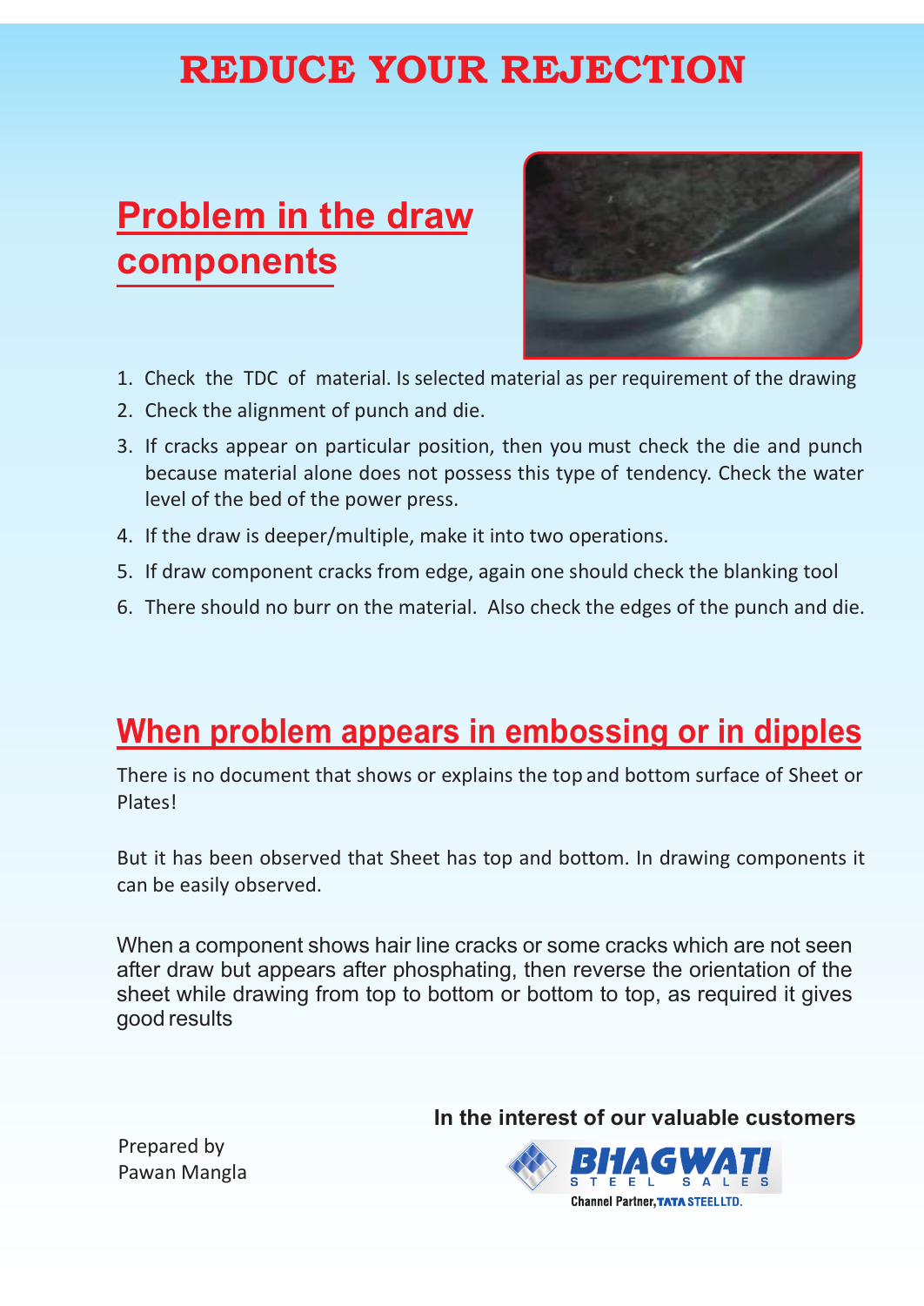# REDUCE YOUR REJECTION

## Problem in the draw components

1. Check the TDC of material. Is selected material as per requirement of the drawing
2. Check the alignment of punch and die.
3. If cracks appear on particular position, then you must check the die and punch because material alone does not possess this type of tendency. Check the water level of the bed of the power press.
4. If the draw is deeper/multiple, make it into two operations.
5. If draw component cracks from edge, again one should check the blanking tool
6. There should no burr on the material. Also check the edges of the punch and die.

## When problem appears in embossing or in dipples

There is no document that shows or explains the top and bottom surface of Sheet or Plates!

But it has been observed that Sheet has top and bottom. In drawing components it can be easily observed.

When a component shows hair line cracks or some cracks which are not seen after draw but appears after phosphating, then reverse the orientation of the sheet while drawing from top to bottom or bottom to top, as required it gives good results

**In the interest of our valuable customers**

Prepared by
Pawan Mangla

BHAGWATI STEEL SALES
Channel Partner, TATA STEEL LTD.